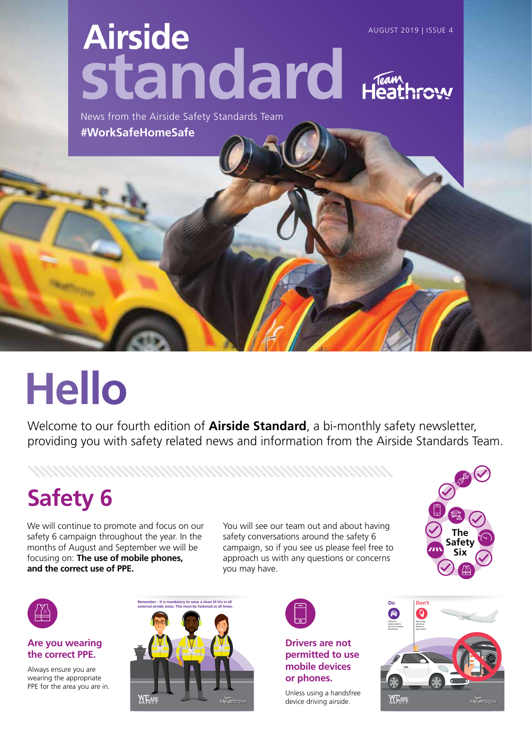# Airside standard

AUGUST 2019 | ISSUE 4

News from the Airside Safety Standards Team

**#WorkSafeHomeSafe**

# Hello

Welcome to our fourth edition of **Airside Standard**, a bi-monthly safety newsletter, providing you with safety related news and information from the Airside Standards Team.

## Safety 6

We will continue to promote and focus on our safety 6 campaign throughout the year. In the months of August and September we will be focusing on: **The use of mobile phones, and the correct use of PPE.**

You will see our team out and about having safety conversations around the safety 6 campaign, so if you see us please feel free to approach us with any questions or concerns you may have.

The Safety Six

### Are you wearing the correct PPE.

Always ensure you are wearing the appropriate PPE for the area you are in.

Remember – It is mandatory to wear a clean Hi-Vis in all external airside areas. This must be fastened at all times.

### Drivers are not permitted to use mobile devices or phones.

Unless using a handsfree device driving airside.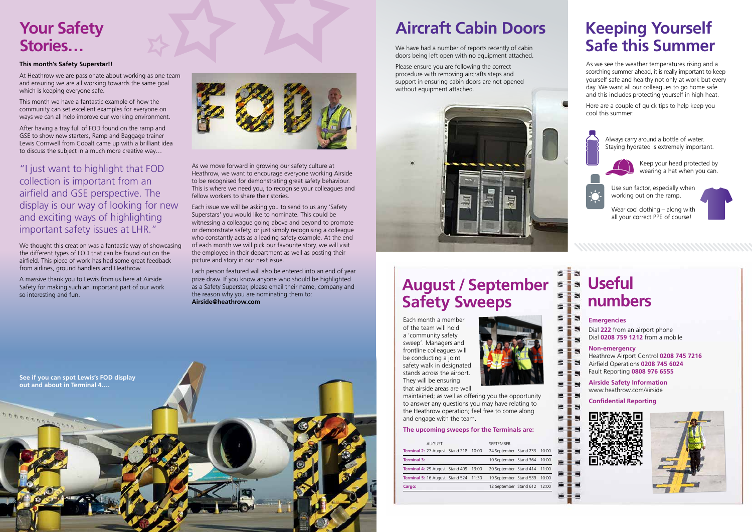# Your Safety Stories…

**This month's Safety Superstar!!**

At Heathrow we are passionate about working as one team and ensuring we are all working towards the same goal which is keeping everyone safe.

This month we have a fantastic example of how the community can set excellent examples for everyone on ways we can all help improve our working environment.

After having a tray full of FOD found on the ramp and GSE to show new starters, Ramp and Baggage trainer Lewis Cornwell from Cobalt came up with a brilliant idea to discuss the subject in a much more creative way…

"I just want to highlight that FOD collection is important from an airfield and GSE perspective. The display is our way of looking for new and exciting ways of highlighting important safety issues at LHR."

We thought this creation was a fantastic way of showcasing the different types of FOD that can be found out on the airfield. This piece of work has had some great feedback from airlines, ground handlers and Heathrow.

A massive thank you to Lewis from us here at Airside Safety for making such an important part of our work so interesting and fun.

As we move forward in growing our safety culture at Heathrow, we want to encourage everyone working Airside to be recognised for demonstrating great safety behaviour. This is where we need you, to recognise your colleagues and fellow workers to share their stories.

Each issue we will be asking you to send to us any 'Safety Superstars' you would like to nominate. This could be witnessing a colleague going above and beyond to promote or demonstrate safety, or just simply recognising a colleague who constantly acts as a leading safety example. At the end of each month we will pick our favourite story, we will visit the employee in their department as well as posting their picture and story in our next issue.

Each person featured will also be entered into an end of year prize draw. If you know anyone who should be highlighted as a Safety Superstar, please email their name, company and the reason why you are nominating them to: **Airside@heathrow.com**

**See if you can spot Lewis's FOD display out and about in Terminal 4….**

# Aircraft Cabin Doors

We have had a number of reports recently of cabin doors being left open with no equipment attached.

Please ensure you are following the correct procedure with removing aircrafts steps and support in ensuring cabin doors are not opened without equipment attached.

# Keeping Yourself Safe this Summer

As we see the weather temperatures rising and a scorching summer ahead, it is really important to keep yourself safe and healthy not only at work but every day. We want all our colleagues to go home safe and this includes protecting yourself in high heat.

Here are a couple of quick tips to help keep you cool this summer:

- Always carry around a bottle of water. Staying hydrated is extremely important.
- Keep your head protected by wearing a hat when you can.
- Use sun factor, especially when working out on the ramp.
- Wear cool clothing – along with all your correct PPE of course!

# August / September Safety Sweeps

Each month a member of the team will hold a 'community safety sweep'. Managers and frontline colleagues will be conducting a joint safety walk in designated stands across the airport. They will be ensuring that airside areas are well maintained; as well as offering you the opportunity to answer any questions you may have relating to the Heathrow operation; feel free to come along and engage with the team.

**The upcoming sweeps for the Terminals are:**

| | AUGUST | | | SEPTEMBER | | |
|---|---|---|---|---|---|---|
| **Terminal 2:** | 27 August | Stand 218 | 10:00 | 24 September | Stand 233 | 10:00 |
| **Terminal 3:** | | | | 10 September | Stand 364 | 10:00 |
| **Terminal 4:** | 29 August | Stand 409 | 13:00 | 20 September | Stand 414 | 11:00 |
| **Terminal 5:** | 16 August | Stand 524 | 11:30 | 19 September | Stand 539 | 10:00 |
| **Cargo:** | | | | 12 September | Stand 612 | 12:00 |

# Useful numbers

**Emergencies**

Dial **222** from an airport phone
Dial **0208 759 1212** from a mobile

**Non-emergency**

Heathrow Airport Control **0208 745 7216**
Airfield Operations **0208 745 6024**
Fault Reporting **0808 976 6555**

**Airside Safety Information**

www.heathrow.com/airside

**Confidential Reporting**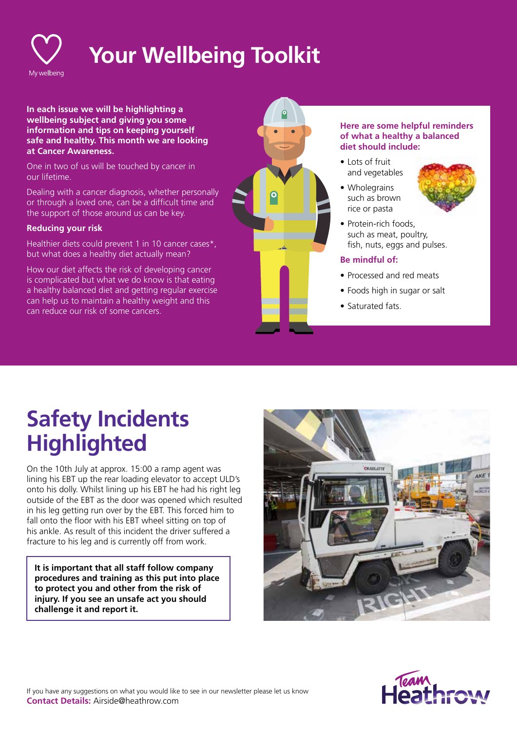# Your Wellbeing Toolkit

**In each issue we will be highlighting a wellbeing subject and giving you some information and tips on keeping yourself safe and healthy. This month we are looking at Cancer Awareness.**

One in two of us will be touched by cancer in our lifetime.

Dealing with a cancer diagnosis, whether personally or through a loved one, can be a difficult time and the support of those around us can be key.

### Reducing your risk

Healthier diets could prevent 1 in 10 cancer cases*, but what does a healthy diet actually mean?

How our diet affects the risk of developing cancer is complicated but what we do know is that eating a healthy balanced diet and getting regular exercise can help us to maintain a healthy weight and this can reduce our risk of some cancers.

**Here are some helpful reminders of what a healthy a balanced diet should include:**

- Lots of fruit and vegetables
- Wholegrains such as brown rice or pasta
- Protein-rich foods, such as meat, poultry, fish, nuts, eggs and pulses.

**Be mindful of:**

- Processed and red meats
- Foods high in sugar or salt
- Saturated fats.

# Safety Incidents Highlighted

On the 10th July at approx. 15:00 a ramp agent was lining his EBT up the rear loading elevator to accept ULD's onto his dolly. Whilst lining up his EBT he had his right leg outside of the EBT as the door was opened which resulted in his leg getting run over by the EBT. This forced him to fall onto the floor with his EBT wheel sitting on top of his ankle. As result of this incident the driver suffered a fracture to his leg and is currently off from work.

**It is important that all staff follow company procedures and training as this put into place to protect you and other from the risk of injury. If you see an unsafe act you should challenge it and report it.**

If you have any suggestions on what you would like to see in our newsletter please let us know
**Contact Details:** Airside@heathrow.com